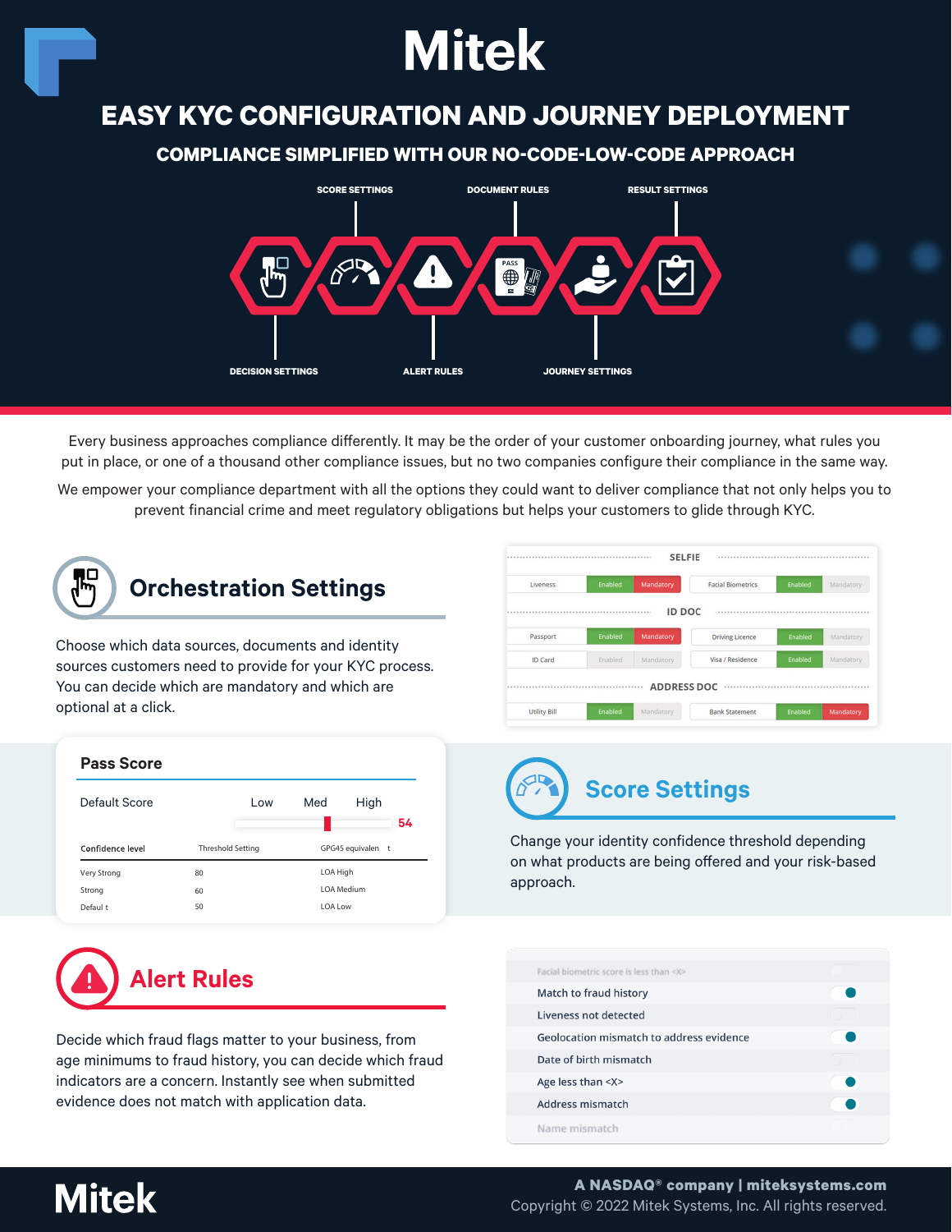# Mitek

## EASY KYC CONFIGURATION AND JOURNEY DEPLOYMENT

### COMPLIANCE SIMPLIFIED WITH OUR NO-CODE-LOW-CODE APPROACH

SCORE SETTINGS | DOCUMENT RULES | RESULT SETTINGS

DECISION SETTINGS | ALERT RULES | JOURNEY SETTINGS

Every business approaches compliance differently. It may be the order of your customer onboarding journey, what rules you put in place, or one of a thousand other compliance issues, but no two companies configure their compliance in the same way.

We empower your compliance department with all the options they could want to deliver compliance that not only helps you to prevent financial crime and meet regulatory obligations but helps your customers to glide through KYC.

## Orchestration Settings

Choose which data sources, documents and identity sources customers need to provide for your KYC process. You can decide which are mandatory and which are optional at a click.

**SELFIE**

| Liveness | Enabled | Mandatory | Facial Biometrics | Enabled | Mandatory |
|---|---|---|---|---|---|

**ID DOC**

| Passport | Enabled | Mandatory | Driving Licence | Enabled | Mandatory |
|---|---|---|---|---|---|
| ID Card | Enabled | Mandatory | Visa / Residence | Enabled | Mandatory |

**ADDRESS DOC**

| Utility Bill | Enabled | Mandatory | Bank Statement | Enabled | Mandatory |
|---|---|---|---|---|---|

**Pass Score**

Default Score — Low / Med / High — 54

| Confidence level | Threshold Setting | GPG45 equivalent |
|---|---|---|
| Very Strong | 80 | LOA High |
| Strong | 60 | LOA Medium |
| Default | 50 | LOA Low |

## Score Settings

Change your identity confidence threshold depending on what products are being offered and your risk-based approach.

## Alert Rules

Decide which fraud flags matter to your business, from age minimums to fraud history, you can decide which fraud indicators are a concern. Instantly see when submitted evidence does not match with application data.

- Facial biometric score is less than <X>
- Match to fraud history
- Liveness not detected
- Geolocation mismatch to address evidence
- Date of birth mismatch
- Age less than <X>
- Address mismatch
- Name mismatch

Mitek

A NASDAQ® company | miteksystems.com

Copyright © 2022 Mitek Systems, Inc. All rights reserved.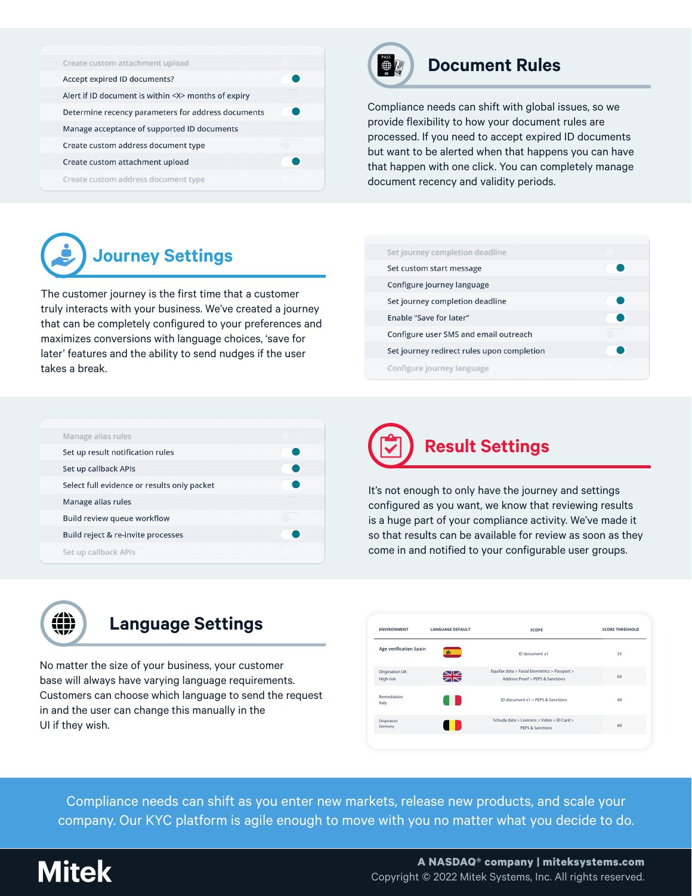- Create custom attachment upload
- Accept expired ID documents?
- Alert if ID document is within <X> months of expiry
- Determine recency parameters for address documents
- Manage acceptance of supported ID documents
- Create custom address document type
- Create custom attachment upload
- Create custom address document type

## Document Rules

Compliance needs can shift with global issues, so we provide flexibility to how your document rules are processed. If you need to accept expired ID documents but want to be alerted when that happens you can have that happen with one click. You can completely manage document recency and validity periods.

## Journey Settings

The customer journey is the first time that a customer truly interacts with your business. We've created a journey that can be completely configured to your preferences and maximizes conversions with language choices, 'save for later' features and the ability to send nudges if the user takes a break.

- Set journey completion deadline
- Set custom start message
- Configure journey language
- Set journey completion deadline
- Enable "Save for later"
- Configure user SMS and email outreach
- Set journey redirect rules upon completion
- Configure journey language

- Manage alias rules
- Set up result notification rules
- Set up callback APIs
- Select full evidence or results only packet
- Manage alias rules
- Build review queue workflow
- Build reject & re-invite processes
- Set up callback APIs

## Result Settings

It's not enough to only have the journey and settings configured as you want, we know that reviewing results is a huge part of your compliance activity. We've made it so that results can be available for review as soon as they come in and notified to your configurable user groups.

## Language Settings

No matter the size of your business, your customer base will always have varying language requirements. Customers can choose which language to send the request in and the user can change this manually in the UI if they wish.

| ENVIRONMENT | LANGUAGE DEFAULT | SCOPE | SCORE THRESHOLD |
|---|---|---|---|
| Age verification Spain | | ID document x1 | 35 |
| Origination UK High-risk | | Equifax data > Facial biometrics > Passport > Address Proof > PEPS & Sanctions | 60 |
| Remediation Italy | | ID document x1 > PEPS & Sanctions | 40 |
| Origination Germany | | Schufa data > Liveness > Video > ID Card > PEPS & Sanctions | 80 |

Compliance needs can shift as you enter new markets, release new products, and scale your company. Our KYC platform is agile enough to move with you no matter what you decide to do.

Mitek

**A NASDAQ® company | miteksystems.com**
Copyright © 2022 Mitek Systems, Inc. All rights reserved.